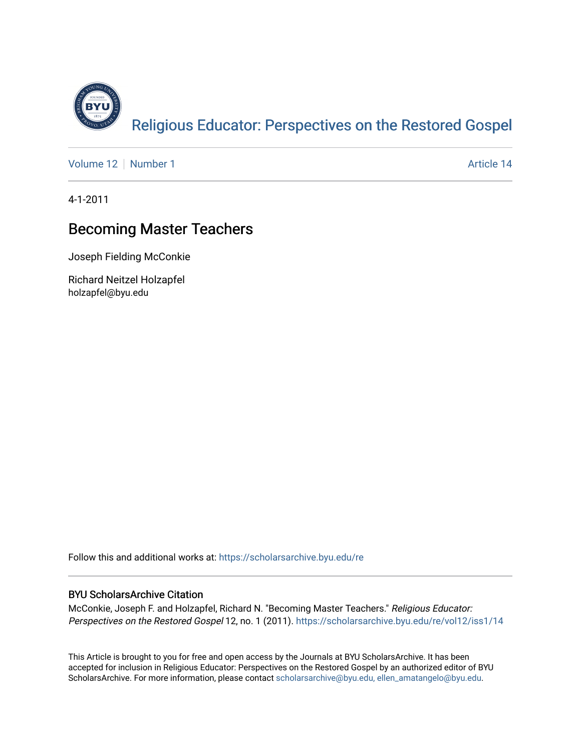Religious Educator: Perspectives on the Restored Gospel

Volume 12 | Number 1 | Article 14

4-1-2011

# Becoming Master Teachers

Joseph Fielding McConkie

Richard Neitzel Holzapfel
holzapfel@byu.edu

Follow this and additional works at: https://scholarsarchive.byu.edu/re

## BYU ScholarsArchive Citation

McConkie, Joseph F. and Holzapfel, Richard N. "Becoming Master Teachers." *Religious Educator: Perspectives on the Restored Gospel* 12, no. 1 (2011). https://scholarsarchive.byu.edu/re/vol12/iss1/14

This Article is brought to you for free and open access by the Journals at BYU ScholarsArchive. It has been accepted for inclusion in Religious Educator: Perspectives on the Restored Gospel by an authorized editor of BYU ScholarsArchive. For more information, please contact scholarsarchive@byu.edu, ellen_amatangelo@byu.edu.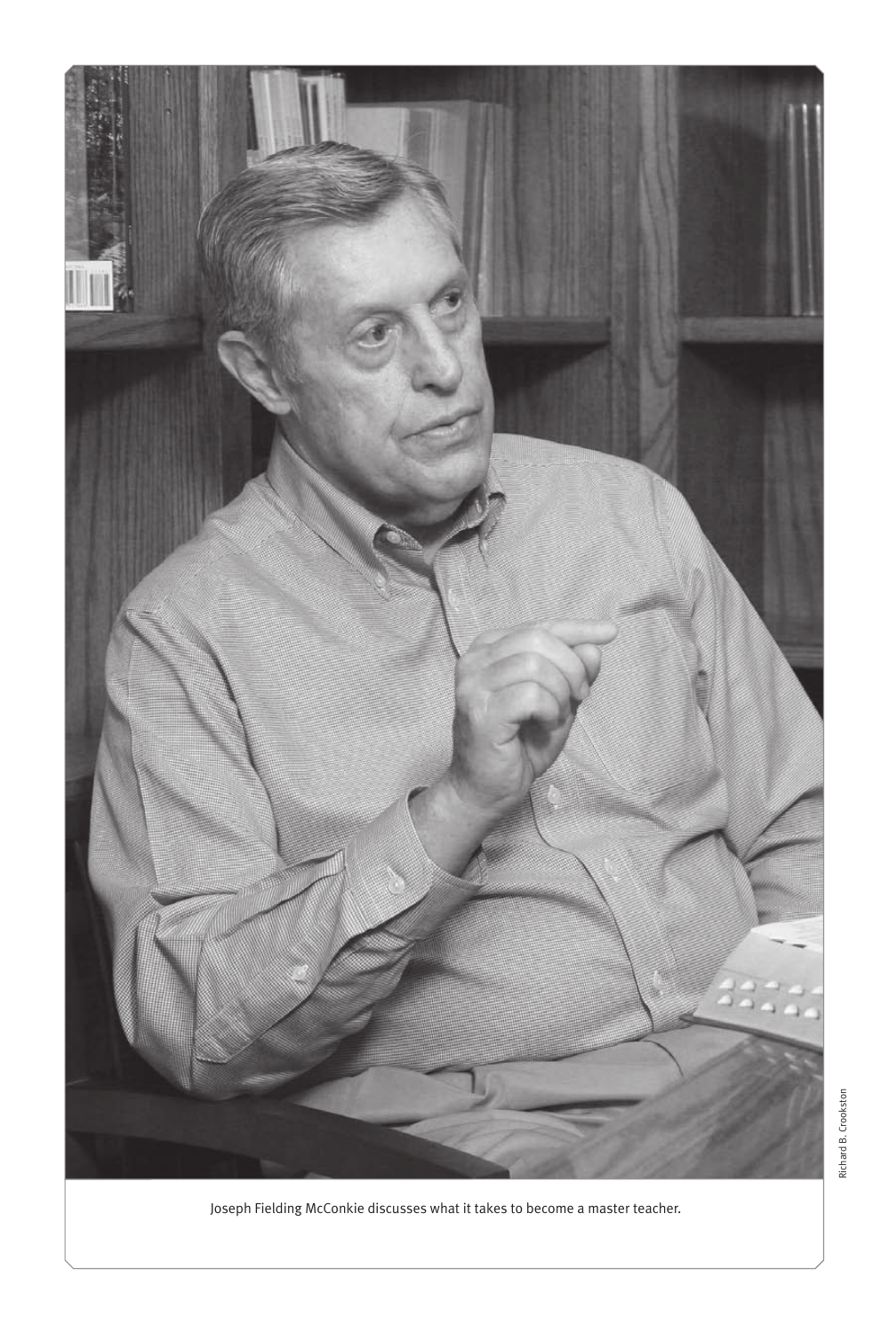Joseph Fielding McConkie discusses what it takes to become a master teacher.

Richard B. Crookston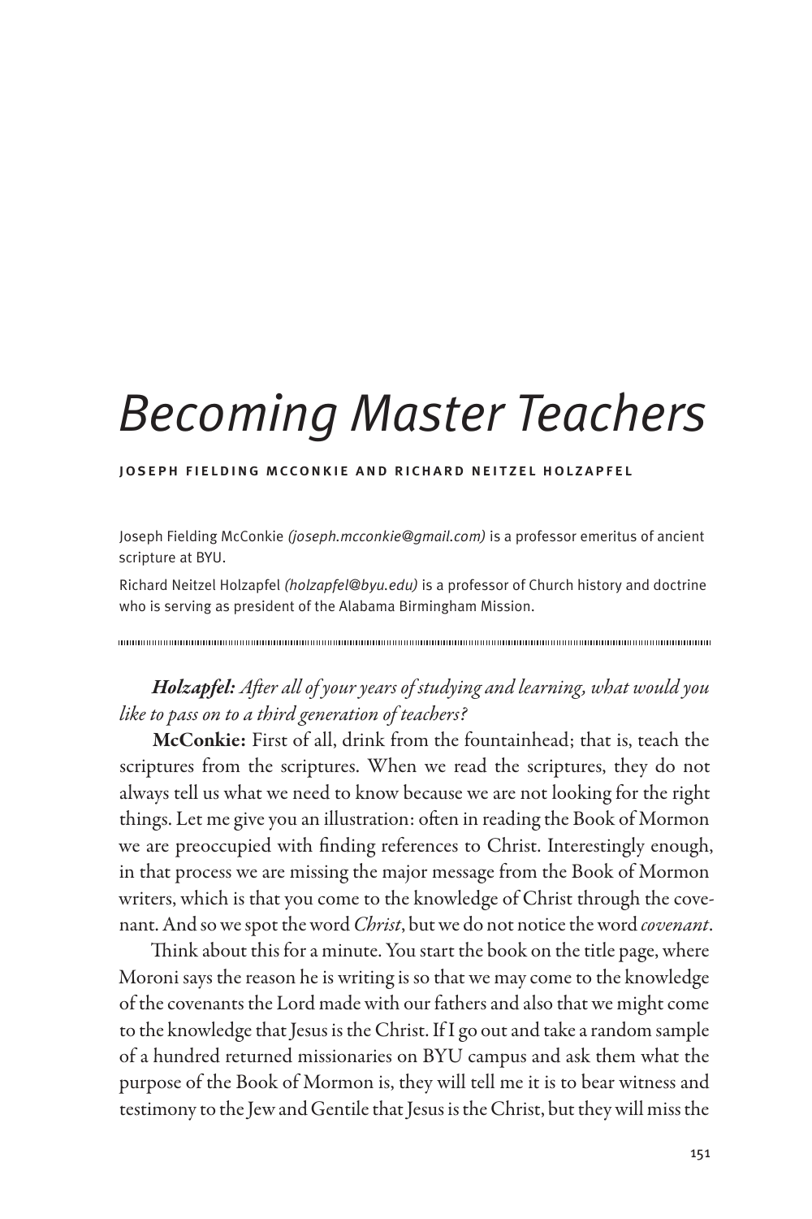# Becoming Master Teachers

**JOSEPH FIELDING MCCONKIE AND RICHARD NEITZEL HOLZAPFEL**

Joseph Fielding McConkie *(joseph.mcconkie@gmail.com)* is a professor emeritus of ancient scripture at BYU.

Richard Neitzel Holzapfel *(holzapfel@byu.edu)* is a professor of Church history and doctrine who is serving as president of the Alabama Birmingham Mission.

---

***Holzapfel:*** *After all of your years of studying and learning, what would you like to pass on to a third generation of teachers?*

**McConkie:** First of all, drink from the fountainhead; that is, teach the scriptures from the scriptures. When we read the scriptures, they do not always tell us what we need to know because we are not looking for the right things. Let me give you an illustration: often in reading the Book of Mormon we are preoccupied with finding references to Christ. Interestingly enough, in that process we are missing the major message from the Book of Mormon writers, which is that you come to the knowledge of Christ through the covenant. And so we spot the word *Christ*, but we do not notice the word *covenant*.

Think about this for a minute. You start the book on the title page, where Moroni says the reason he is writing is so that we may come to the knowledge of the covenants the Lord made with our fathers and also that we might come to the knowledge that Jesus is the Christ. If I go out and take a random sample of a hundred returned missionaries on BYU campus and ask them what the purpose of the Book of Mormon is, they will tell me it is to bear witness and testimony to the Jew and Gentile that Jesus is the Christ, but they will miss the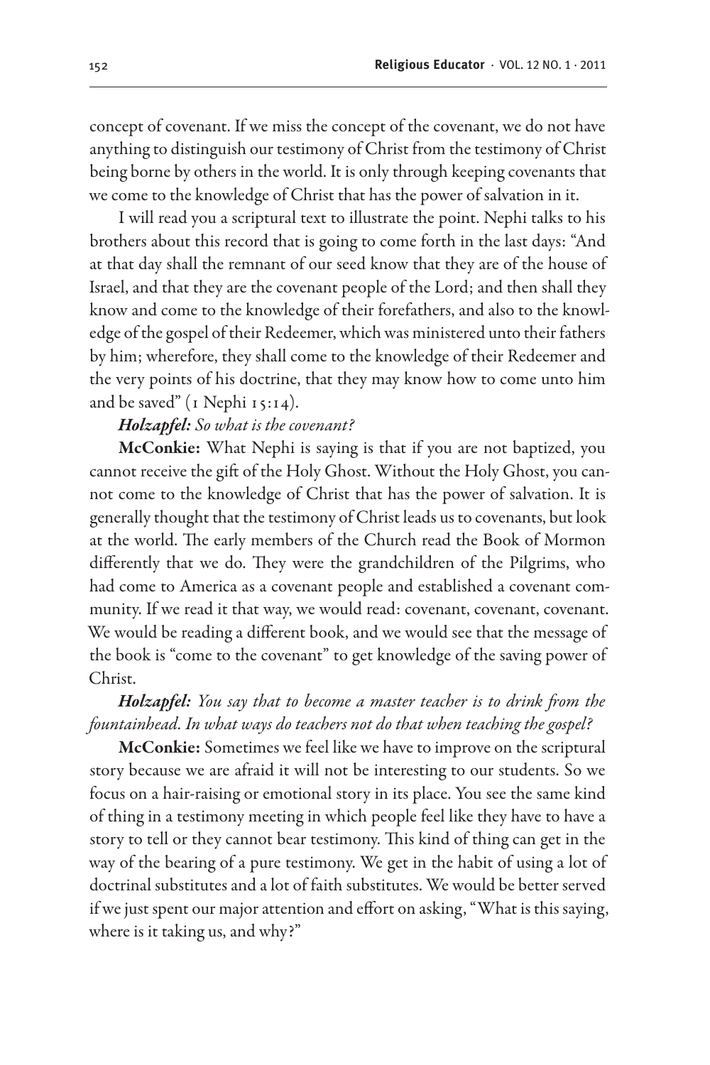concept of covenant. If we miss the concept of the covenant, we do not have anything to distinguish our testimony of Christ from the testimony of Christ being borne by others in the world. It is only through keeping covenants that we come to the knowledge of Christ that has the power of salvation in it.

I will read you a scriptural text to illustrate the point. Nephi talks to his brothers about this record that is going to come forth in the last days: "And at that day shall the remnant of our seed know that they are of the house of Israel, and that they are the covenant people of the Lord; and then shall they know and come to the knowledge of their forefathers, and also to the knowledge of the gospel of their Redeemer, which was ministered unto their fathers by him; wherefore, they shall come to the knowledge of their Redeemer and the very points of his doctrine, that they may know how to come unto him and be saved" (1 Nephi 15:14).

***Holzapfel:*** *So what is the covenant?*

**McConkie:** What Nephi is saying is that if you are not baptized, you cannot receive the gift of the Holy Ghost. Without the Holy Ghost, you cannot come to the knowledge of Christ that has the power of salvation. It is generally thought that the testimony of Christ leads us to covenants, but look at the world. The early members of the Church read the Book of Mormon differently that we do. They were the grandchildren of the Pilgrims, who had come to America as a covenant people and established a covenant community. If we read it that way, we would read: covenant, covenant, covenant. We would be reading a different book, and we would see that the message of the book is "come to the covenant" to get knowledge of the saving power of Christ.

***Holzapfel:*** *You say that to become a master teacher is to drink from the fountainhead. In what ways do teachers not do that when teaching the gospel?*

**McConkie:** Sometimes we feel like we have to improve on the scriptural story because we are afraid it will not be interesting to our students. So we focus on a hair-raising or emotional story in its place. You see the same kind of thing in a testimony meeting in which people feel like they have to have a story to tell or they cannot bear testimony. This kind of thing can get in the way of the bearing of a pure testimony. We get in the habit of using a lot of doctrinal substitutes and a lot of faith substitutes. We would be better served if we just spent our major attention and effort on asking, "What is this saying, where is it taking us, and why?"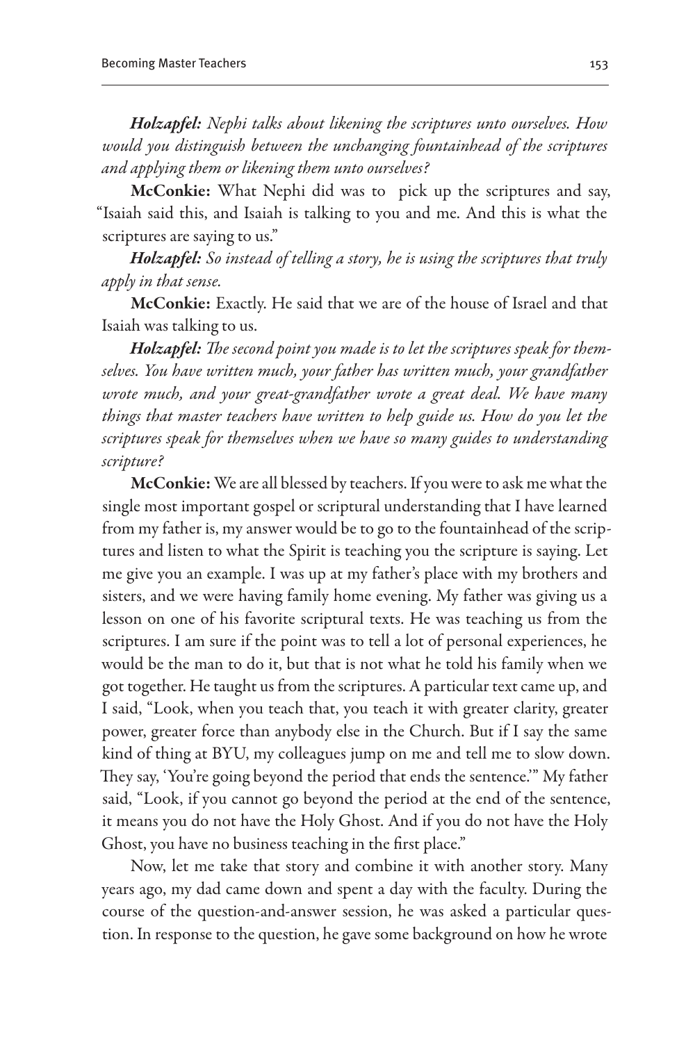*Holzapfel: Nephi talks about likening the scriptures unto ourselves. How would you distinguish between the unchanging fountainhead of the scriptures and applying them or likening them unto ourselves?*

**McConkie:** What Nephi did was to pick up the scriptures and say, "Isaiah said this, and Isaiah is talking to you and me. And this is what the scriptures are saying to us."

*Holzapfel: So instead of telling a story, he is using the scriptures that truly apply in that sense.*

**McConkie:** Exactly. He said that we are of the house of Israel and that Isaiah was talking to us.

*Holzapfel: The second point you made is to let the scriptures speak for themselves. You have written much, your father has written much, your grandfather wrote much, and your great-grandfather wrote a great deal. We have many things that master teachers have written to help guide us. How do you let the scriptures speak for themselves when we have so many guides to understanding scripture?*

**McConkie:** We are all blessed by teachers. If you were to ask me what the single most important gospel or scriptural understanding that I have learned from my father is, my answer would be to go to the fountainhead of the scriptures and listen to what the Spirit is teaching you the scripture is saying. Let me give you an example. I was up at my father's place with my brothers and sisters, and we were having family home evening. My father was giving us a lesson on one of his favorite scriptural texts. He was teaching us from the scriptures. I am sure if the point was to tell a lot of personal experiences, he would be the man to do it, but that is not what he told his family when we got together. He taught us from the scriptures. A particular text came up, and I said, "Look, when you teach that, you teach it with greater clarity, greater power, greater force than anybody else in the Church. But if I say the same kind of thing at BYU, my colleagues jump on me and tell me to slow down. They say, 'You're going beyond the period that ends the sentence.'" My father said, "Look, if you cannot go beyond the period at the end of the sentence, it means you do not have the Holy Ghost. And if you do not have the Holy Ghost, you have no business teaching in the first place."

Now, let me take that story and combine it with another story. Many years ago, my dad came down and spent a day with the faculty. During the course of the question-and-answer session, he was asked a particular question. In response to the question, he gave some background on how he wrote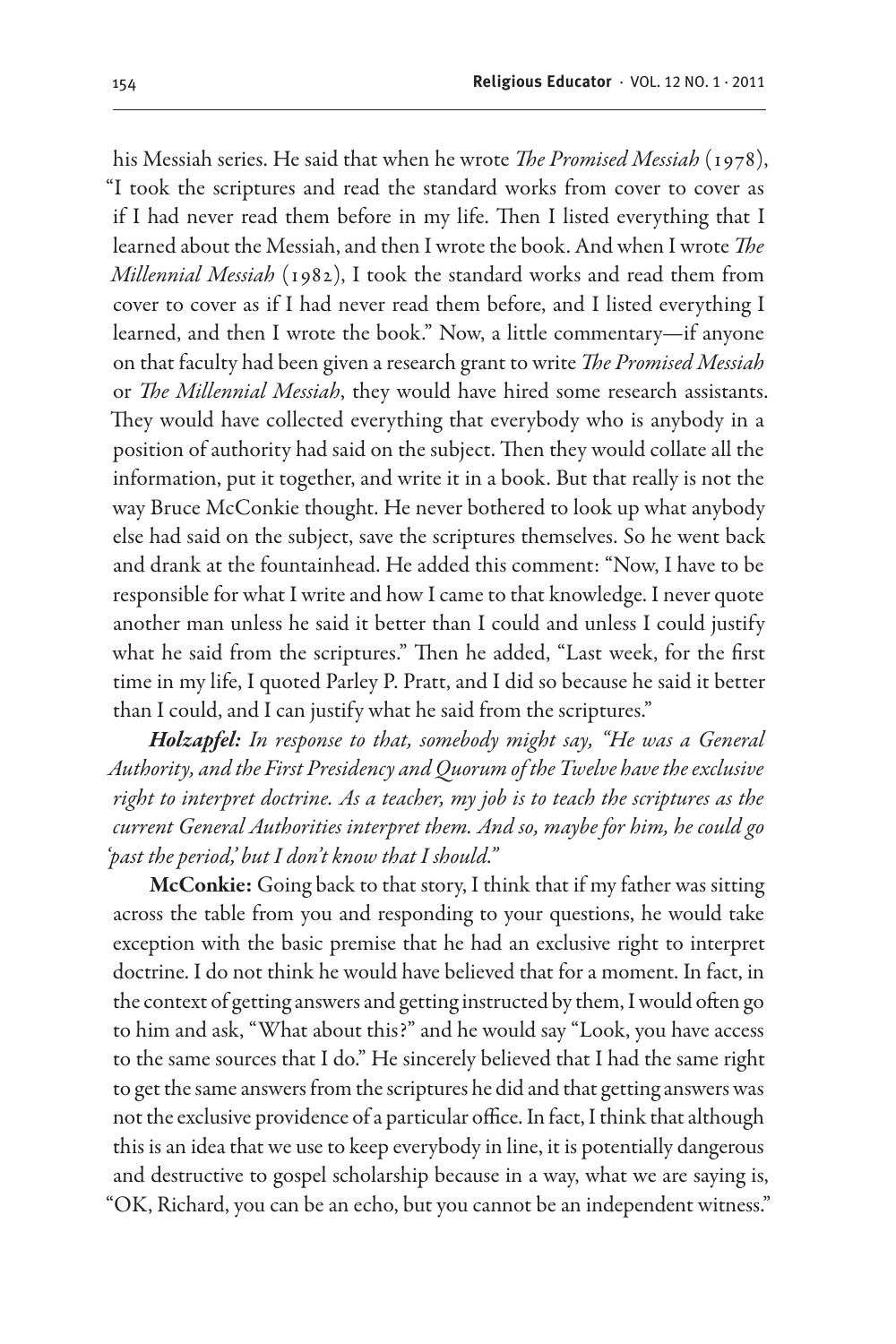his Messiah series. He said that when he wrote *The Promised Messiah* (1978), "I took the scriptures and read the standard works from cover to cover as if I had never read them before in my life. Then I listed everything that I learned about the Messiah, and then I wrote the book. And when I wrote *The Millennial Messiah* (1982), I took the standard works and read them from cover to cover as if I had never read them before, and I listed everything I learned, and then I wrote the book." Now, a little commentary—if anyone on that faculty had been given a research grant to write *The Promised Messiah* or *The Millennial Messiah*, they would have hired some research assistants. They would have collected everything that everybody who is anybody in a position of authority had said on the subject. Then they would collate all the information, put it together, and write it in a book. But that really is not the way Bruce McConkie thought. He never bothered to look up what anybody else had said on the subject, save the scriptures themselves. So he went back and drank at the fountainhead. He added this comment: "Now, I have to be responsible for what I write and how I came to that knowledge. I never quote another man unless he said it better than I could and unless I could justify what he said from the scriptures." Then he added, "Last week, for the first time in my life, I quoted Parley P. Pratt, and I did so because he said it better than I could, and I can justify what he said from the scriptures."

***Holzapfel:*** *In response to that, somebody might say, "He was a General Authority, and the First Presidency and Quorum of the Twelve have the exclusive right to interpret doctrine. As a teacher, my job is to teach the scriptures as the current General Authorities interpret them. And so, maybe for him, he could go 'past the period,' but I don't know that I should."*

**McConkie:** Going back to that story, I think that if my father was sitting across the table from you and responding to your questions, he would take exception with the basic premise that he had an exclusive right to interpret doctrine. I do not think he would have believed that for a moment. In fact, in the context of getting answers and getting instructed by them, I would often go to him and ask, "What about this?" and he would say "Look, you have access to the same sources that I do." He sincerely believed that I had the same right to get the same answers from the scriptures he did and that getting answers was not the exclusive providence of a particular office. In fact, I think that although this is an idea that we use to keep everybody in line, it is potentially dangerous and destructive to gospel scholarship because in a way, what we are saying is, "OK, Richard, you can be an echo, but you cannot be an independent witness."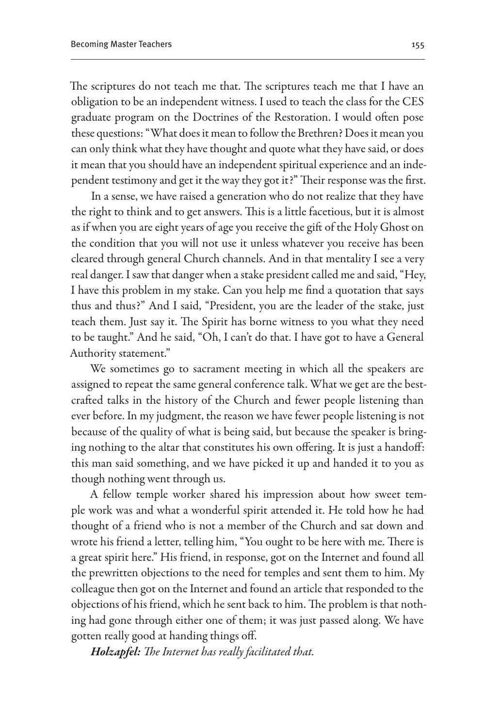The scriptures do not teach me that. The scriptures teach me that I have an obligation to be an independent witness. I used to teach the class for the CES graduate program on the Doctrines of the Restoration. I would often pose these questions: "What does it mean to follow the Brethren? Does it mean you can only think what they have thought and quote what they have said, or does it mean that you should have an independent spiritual experience and an independent testimony and get it the way they got it?" Their response was the first.

In a sense, we have raised a generation who do not realize that they have the right to think and to get answers. This is a little facetious, but it is almost as if when you are eight years of age you receive the gift of the Holy Ghost on the condition that you will not use it unless whatever you receive has been cleared through general Church channels. And in that mentality I see a very real danger. I saw that danger when a stake president called me and said, "Hey, I have this problem in my stake. Can you help me find a quotation that says thus and thus?" And I said, "President, you are the leader of the stake, just teach them. Just say it. The Spirit has borne witness to you what they need to be taught." And he said, "Oh, I can't do that. I have got to have a General Authority statement."

We sometimes go to sacrament meeting in which all the speakers are assigned to repeat the same general conference talk. What we get are the best-crafted talks in the history of the Church and fewer people listening than ever before. In my judgment, the reason we have fewer people listening is not because of the quality of what is being said, but because the speaker is bringing nothing to the altar that constitutes his own offering. It is just a handoff: this man said something, and we have picked it up and handed it to you as though nothing went through us.

A fellow temple worker shared his impression about how sweet temple work was and what a wonderful spirit attended it. He told how he had thought of a friend who is not a member of the Church and sat down and wrote his friend a letter, telling him, "You ought to be here with me. There is a great spirit here." His friend, in response, got on the Internet and found all the prewritten objections to the need for temples and sent them to him. My colleague then got on the Internet and found an article that responded to the objections of his friend, which he sent back to him. The problem is that nothing had gone through either one of them; it was just passed along. We have gotten really good at handing things off.

***Holzapfel:*** *The Internet has really facilitated that.*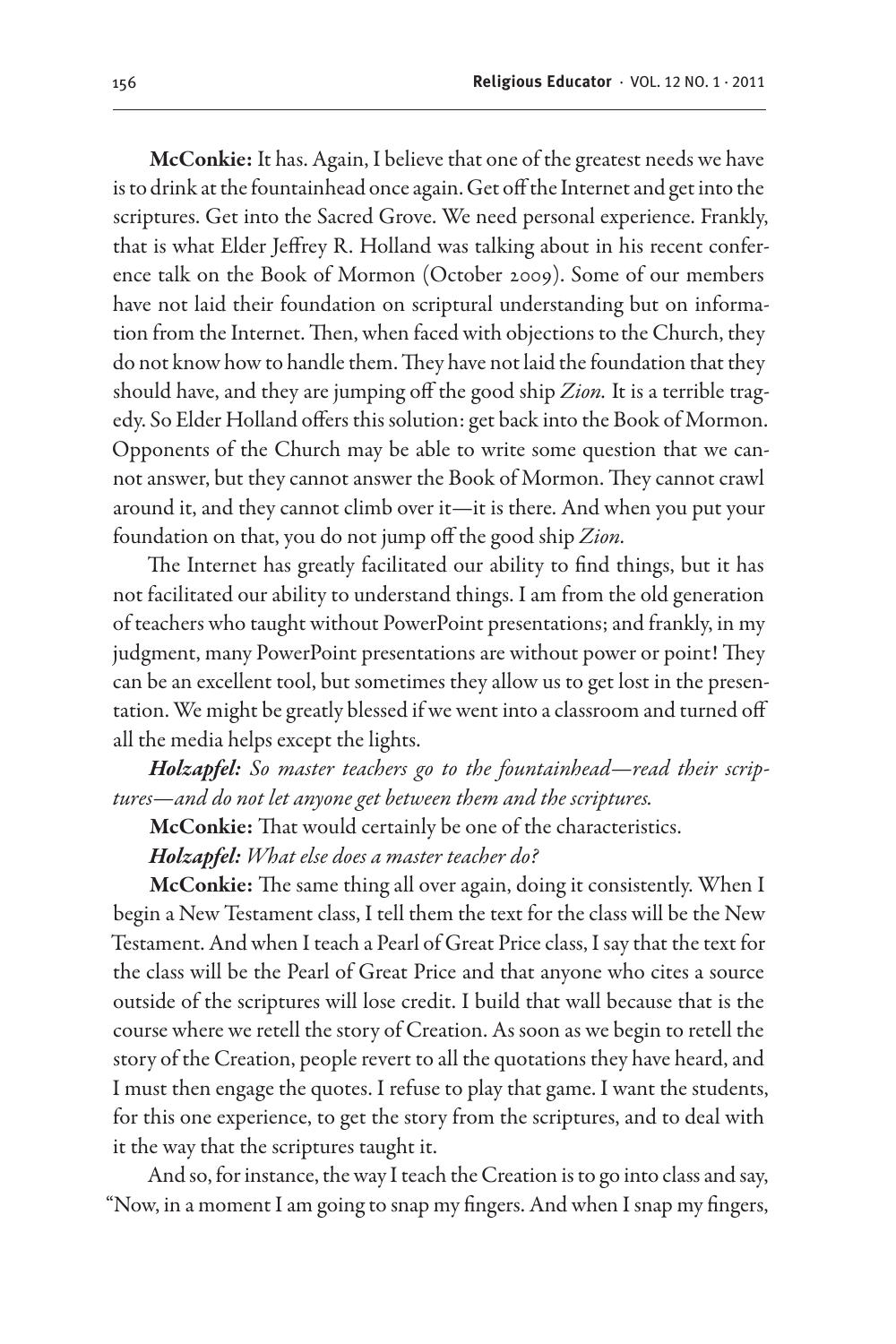**McConkie:** It has. Again, I believe that one of the greatest needs we have is to drink at the fountainhead once again. Get off the Internet and get into the scriptures. Get into the Sacred Grove. We need personal experience. Frankly, that is what Elder Jeffrey R. Holland was talking about in his recent conference talk on the Book of Mormon (October 2009). Some of our members have not laid their foundation on scriptural understanding but on information from the Internet. Then, when faced with objections to the Church, they do not know how to handle them. They have not laid the foundation that they should have, and they are jumping off the good ship *Zion.* It is a terrible tragedy. So Elder Holland offers this solution: get back into the Book of Mormon. Opponents of the Church may be able to write some question that we cannot answer, but they cannot answer the Book of Mormon. They cannot crawl around it, and they cannot climb over it—it is there. And when you put your foundation on that, you do not jump off the good ship *Zion.*

The Internet has greatly facilitated our ability to find things, but it has not facilitated our ability to understand things. I am from the old generation of teachers who taught without PowerPoint presentations; and frankly, in my judgment, many PowerPoint presentations are without power or point! They can be an excellent tool, but sometimes they allow us to get lost in the presentation. We might be greatly blessed if we went into a classroom and turned off all the media helps except the lights.

***Holzapfel:*** *So master teachers go to the fountainhead—read their scriptures—and do not let anyone get between them and the scriptures.*

**McConkie:** That would certainly be one of the characteristics.

***Holzapfel:*** *What else does a master teacher do?*

**McConkie:** The same thing all over again, doing it consistently. When I begin a New Testament class, I tell them the text for the class will be the New Testament. And when I teach a Pearl of Great Price class, I say that the text for the class will be the Pearl of Great Price and that anyone who cites a source outside of the scriptures will lose credit. I build that wall because that is the course where we retell the story of Creation. As soon as we begin to retell the story of the Creation, people revert to all the quotations they have heard, and I must then engage the quotes. I refuse to play that game. I want the students, for this one experience, to get the story from the scriptures, and to deal with it the way that the scriptures taught it.

And so, for instance, the way I teach the Creation is to go into class and say, "Now, in a moment I am going to snap my fingers. And when I snap my fingers,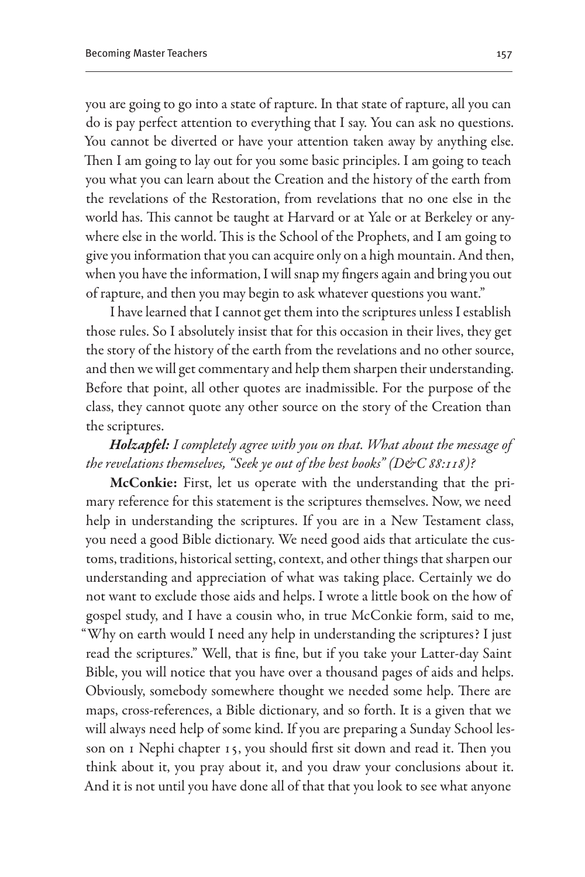you are going to go into a state of rapture. In that state of rapture, all you can do is pay perfect attention to everything that I say. You can ask no questions. You cannot be diverted or have your attention taken away by anything else. Then I am going to lay out for you some basic principles. I am going to teach you what you can learn about the Creation and the history of the earth from the revelations of the Restoration, from revelations that no one else in the world has. This cannot be taught at Harvard or at Yale or at Berkeley or anywhere else in the world. This is the School of the Prophets, and I am going to give you information that you can acquire only on a high mountain. And then, when you have the information, I will snap my fingers again and bring you out of rapture, and then you may begin to ask whatever questions you want."

I have learned that I cannot get them into the scriptures unless I establish those rules. So I absolutely insist that for this occasion in their lives, they get the story of the history of the earth from the revelations and no other source, and then we will get commentary and help them sharpen their understanding. Before that point, all other quotes are inadmissible. For the purpose of the class, they cannot quote any other source on the story of the Creation than the scriptures.

***Holzapfel:*** *I completely agree with you on that. What about the message of the revelations themselves, "Seek ye out of the best books" (D&C 88:118)?*

**McConkie:** First, let us operate with the understanding that the primary reference for this statement is the scriptures themselves. Now, we need help in understanding the scriptures. If you are in a New Testament class, you need a good Bible dictionary. We need good aids that articulate the customs, traditions, historical setting, context, and other things that sharpen our understanding and appreciation of what was taking place. Certainly we do not want to exclude those aids and helps. I wrote a little book on the how of gospel study, and I have a cousin who, in true McConkie form, said to me, "Why on earth would I need any help in understanding the scriptures? I just read the scriptures." Well, that is fine, but if you take your Latter-day Saint Bible, you will notice that you have over a thousand pages of aids and helps. Obviously, somebody somewhere thought we needed some help. There are maps, cross-references, a Bible dictionary, and so forth. It is a given that we will always need help of some kind. If you are preparing a Sunday School lesson on 1 Nephi chapter 15, you should first sit down and read it. Then you think about it, you pray about it, and you draw your conclusions about it. And it is not until you have done all of that that you look to see what anyone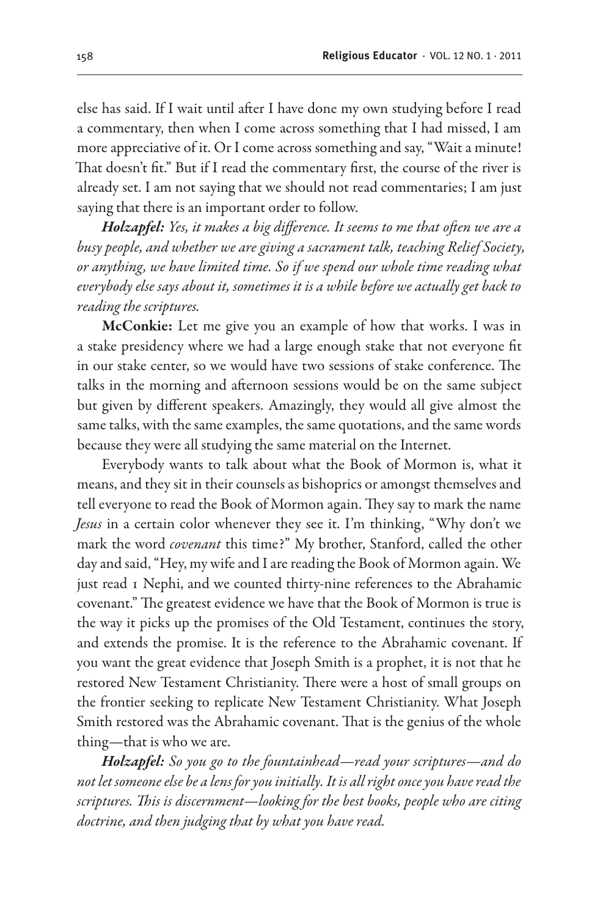else has said. If I wait until after I have done my own studying before I read a commentary, then when I come across something that I had missed, I am more appreciative of it. Or I come across something and say, "Wait a minute! That doesn't fit." But if I read the commentary first, the course of the river is already set. I am not saying that we should not read commentaries; I am just saying that there is an important order to follow.

***Holzapfel:*** *Yes, it makes a big difference. It seems to me that often we are a busy people, and whether we are giving a sacrament talk, teaching Relief Society, or anything, we have limited time. So if we spend our whole time reading what everybody else says about it, sometimes it is a while before we actually get back to reading the scriptures.*

**McConkie:** Let me give you an example of how that works. I was in a stake presidency where we had a large enough stake that not everyone fit in our stake center, so we would have two sessions of stake conference. The talks in the morning and afternoon sessions would be on the same subject but given by different speakers. Amazingly, they would all give almost the same talks, with the same examples, the same quotations, and the same words because they were all studying the same material on the Internet.

Everybody wants to talk about what the Book of Mormon is, what it means, and they sit in their counsels as bishoprics or amongst themselves and tell everyone to read the Book of Mormon again. They say to mark the name *Jesus* in a certain color whenever they see it. I'm thinking, "Why don't we mark the word *covenant* this time?" My brother, Stanford, called the other day and said, "Hey, my wife and I are reading the Book of Mormon again. We just read 1 Nephi, and we counted thirty-nine references to the Abrahamic covenant." The greatest evidence we have that the Book of Mormon is true is the way it picks up the promises of the Old Testament, continues the story, and extends the promise. It is the reference to the Abrahamic covenant. If you want the great evidence that Joseph Smith is a prophet, it is not that he restored New Testament Christianity. There were a host of small groups on the frontier seeking to replicate New Testament Christianity. What Joseph Smith restored was the Abrahamic covenant. That is the genius of the whole thing—that is who we are.

***Holzapfel:*** *So you go to the fountainhead—read your scriptures—and do not let someone else be a lens for you initially. It is all right once you have read the scriptures. This is discernment—looking for the best books, people who are citing doctrine, and then judging that by what you have read.*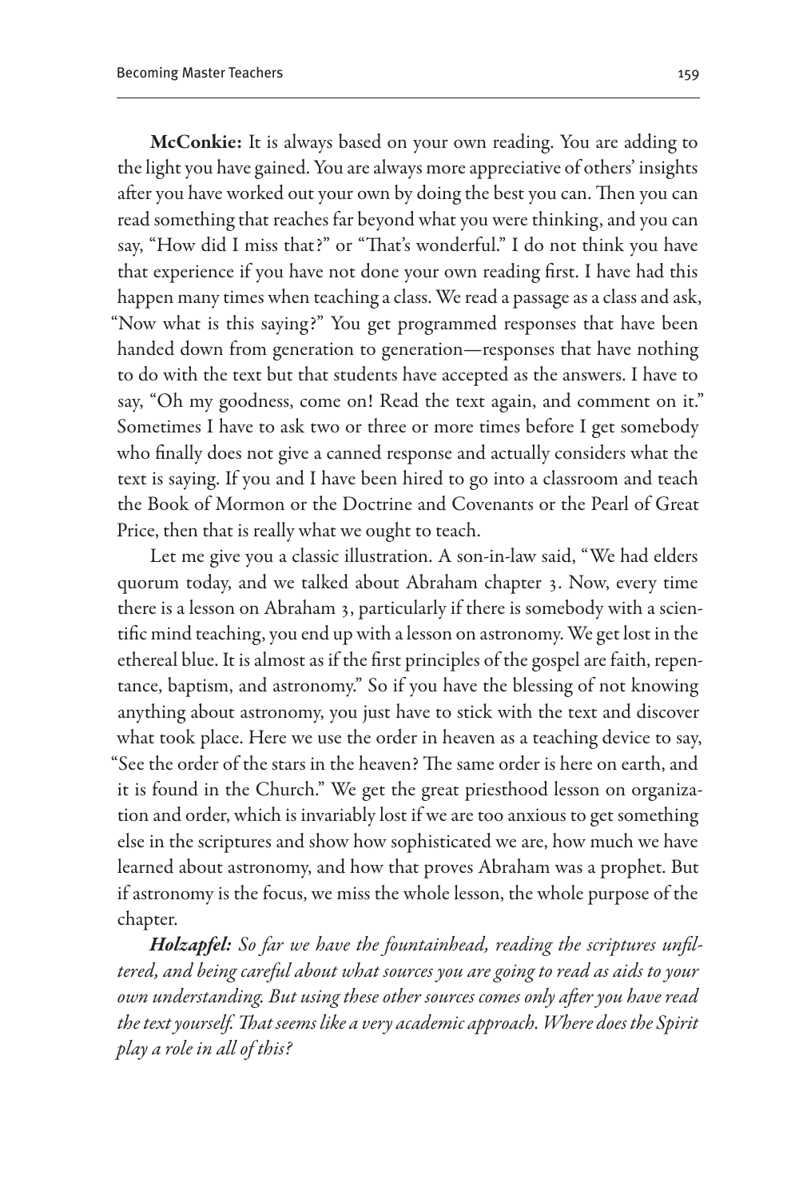**McConkie:** It is always based on your own reading. You are adding to the light you have gained. You are always more appreciative of others' insights after you have worked out your own by doing the best you can. Then you can read something that reaches far beyond what you were thinking, and you can say, "How did I miss that?" or "That's wonderful." I do not think you have that experience if you have not done your own reading first. I have had this happen many times when teaching a class. We read a passage as a class and ask, "Now what is this saying?" You get programmed responses that have been handed down from generation to generation—responses that have nothing to do with the text but that students have accepted as the answers. I have to say, "Oh my goodness, come on! Read the text again, and comment on it." Sometimes I have to ask two or three or more times before I get somebody who finally does not give a canned response and actually considers what the text is saying. If you and I have been hired to go into a classroom and teach the Book of Mormon or the Doctrine and Covenants or the Pearl of Great Price, then that is really what we ought to teach.

Let me give you a classic illustration. A son-in-law said, "We had elders quorum today, and we talked about Abraham chapter 3. Now, every time there is a lesson on Abraham 3, particularly if there is somebody with a scientific mind teaching, you end up with a lesson on astronomy. We get lost in the ethereal blue. It is almost as if the first principles of the gospel are faith, repentance, baptism, and astronomy." So if you have the blessing of not knowing anything about astronomy, you just have to stick with the text and discover what took place. Here we use the order in heaven as a teaching device to say, "See the order of the stars in the heaven? The same order is here on earth, and it is found in the Church." We get the great priesthood lesson on organization and order, which is invariably lost if we are too anxious to get something else in the scriptures and show how sophisticated we are, how much we have learned about astronomy, and how that proves Abraham was a prophet. But if astronomy is the focus, we miss the whole lesson, the whole purpose of the chapter.

***Holzapfel:*** *So far we have the fountainhead, reading the scriptures unfiltered, and being careful about what sources you are going to read as aids to your own understanding. But using these other sources comes only after you have read the text yourself. That seems like a very academic approach. Where does the Spirit play a role in all of this?*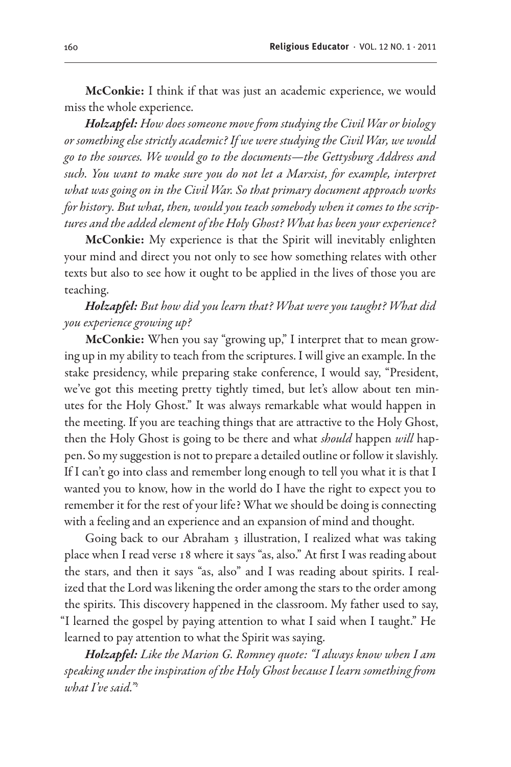**McConkie:** I think if that was just an academic experience, we would miss the whole experience.

***Holzapfel:*** *How does someone move from studying the Civil War or biology or something else strictly academic? If we were studying the Civil War, we would go to the sources. We would go to the documents—the Gettysburg Address and such. You want to make sure you do not let a Marxist, for example, interpret what was going on in the Civil War. So that primary document approach works for history. But what, then, would you teach somebody when it comes to the scriptures and the added element of the Holy Ghost? What has been your experience?*

**McConkie:** My experience is that the Spirit will inevitably enlighten your mind and direct you not only to see how something relates with other texts but also to see how it ought to be applied in the lives of those you are teaching.

***Holzapfel:*** *But how did you learn that? What were you taught? What did you experience growing up?*

**McConkie:** When you say "growing up," I interpret that to mean growing up in my ability to teach from the scriptures. I will give an example. In the stake presidency, while preparing stake conference, I would say, "President, we've got this meeting pretty tightly timed, but let's allow about ten minutes for the Holy Ghost." It was always remarkable what would happen in the meeting. If you are teaching things that are attractive to the Holy Ghost, then the Holy Ghost is going to be there and what *should* happen *will* happen. So my suggestion is not to prepare a detailed outline or follow it slavishly. If I can't go into class and remember long enough to tell you what it is that I wanted you to know, how in the world do I have the right to expect you to remember it for the rest of your life? What we should be doing is connecting with a feeling and an experience and an expansion of mind and thought.

Going back to our Abraham 3 illustration, I realized what was taking place when I read verse 18 where it says "as, also." At first I was reading about the stars, and then it says "as, also" and I was reading about spirits. I realized that the Lord was likening the order among the stars to the order among the spirits. This discovery happened in the classroom. My father used to say, "I learned the gospel by paying attention to what I said when I taught." He learned to pay attention to what the Spirit was saying.

***Holzapfel:*** *Like the Marion G. Romney quote: "I always know when I am speaking under the inspiration of the Holy Ghost because I learn something from what I've said."*[1]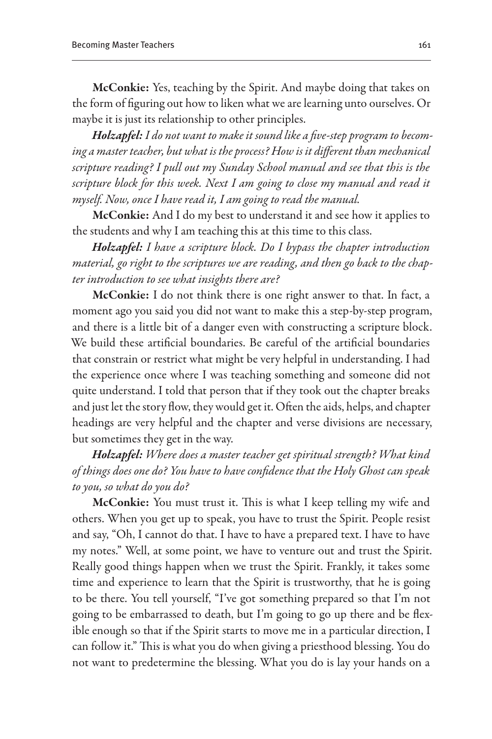**McConkie:** Yes, teaching by the Spirit. And maybe doing that takes on the form of figuring out how to liken what we are learning unto ourselves. Or maybe it is just its relationship to other principles.

***Holzapfel:*** *I do not want to make it sound like a five-step program to becoming a master teacher, but what is the process? How is it different than mechanical scripture reading? I pull out my Sunday School manual and see that this is the scripture block for this week. Next I am going to close my manual and read it myself. Now, once I have read it, I am going to read the manual.*

**McConkie:** And I do my best to understand it and see how it applies to the students and why I am teaching this at this time to this class.

***Holzapfel:*** *I have a scripture block. Do I bypass the chapter introduction material, go right to the scriptures we are reading, and then go back to the chapter introduction to see what insights there are?*

**McConkie:** I do not think there is one right answer to that. In fact, a moment ago you said you did not want to make this a step-by-step program, and there is a little bit of a danger even with constructing a scripture block. We build these artificial boundaries. Be careful of the artificial boundaries that constrain or restrict what might be very helpful in understanding. I had the experience once where I was teaching something and someone did not quite understand. I told that person that if they took out the chapter breaks and just let the story flow, they would get it. Often the aids, helps, and chapter headings are very helpful and the chapter and verse divisions are necessary, but sometimes they get in the way.

***Holzapfel:*** *Where does a master teacher get spiritual strength? What kind of things does one do? You have to have confidence that the Holy Ghost can speak to you, so what do you do?*

**McConkie:** You must trust it. This is what I keep telling my wife and others. When you get up to speak, you have to trust the Spirit. People resist and say, "Oh, I cannot do that. I have to have a prepared text. I have to have my notes." Well, at some point, we have to venture out and trust the Spirit. Really good things happen when we trust the Spirit. Frankly, it takes some time and experience to learn that the Spirit is trustworthy, that he is going to be there. You tell yourself, "I've got something prepared so that I'm not going to be embarrassed to death, but I'm going to go up there and be flexible enough so that if the Spirit starts to move me in a particular direction, I can follow it." This is what you do when giving a priesthood blessing. You do not want to predetermine the blessing. What you do is lay your hands on a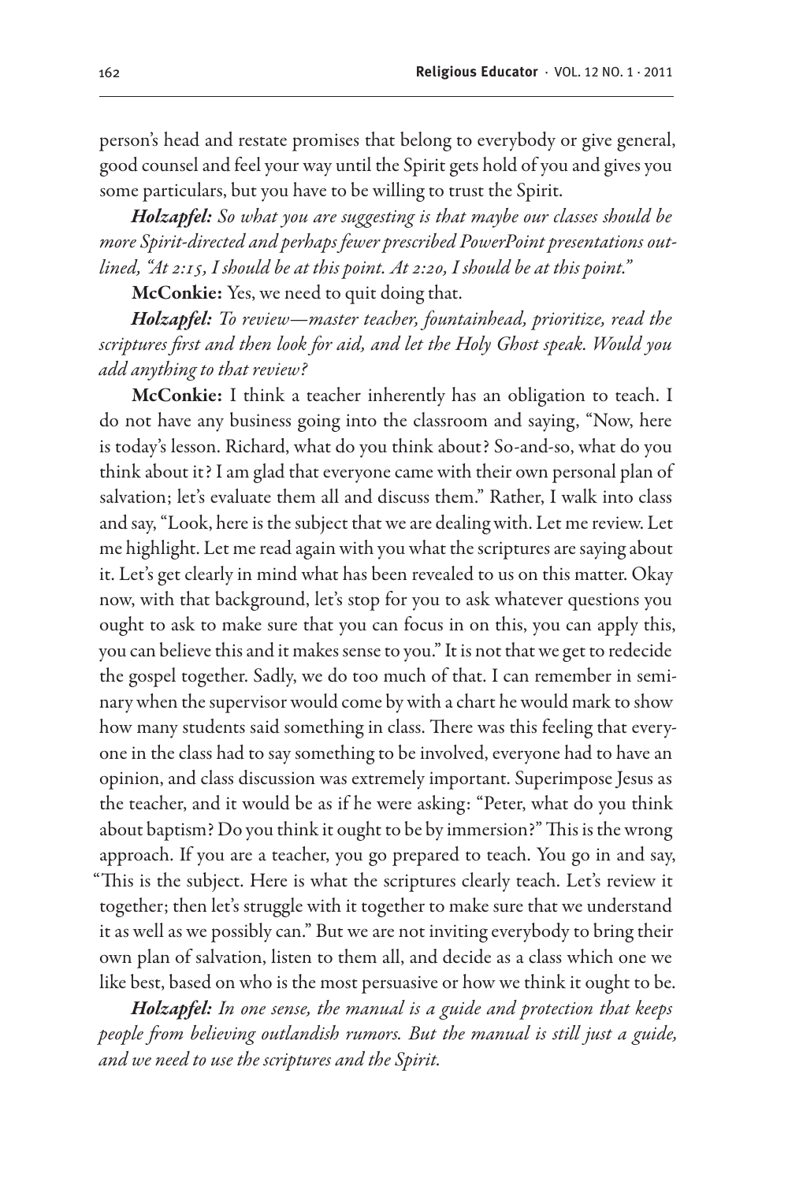person's head and restate promises that belong to everybody or give general, good counsel and feel your way until the Spirit gets hold of you and gives you some particulars, but you have to be willing to trust the Spirit.

***Holzapfel:*** *So what you are suggesting is that maybe our classes should be more Spirit-directed and perhaps fewer prescribed PowerPoint presentations outlined, "At 2:15, I should be at this point. At 2:20, I should be at this point."*

**McConkie:** Yes, we need to quit doing that.

***Holzapfel:*** *To review—master teacher, fountainhead, prioritize, read the scriptures first and then look for aid, and let the Holy Ghost speak. Would you add anything to that review?*

**McConkie:** I think a teacher inherently has an obligation to teach. I do not have any business going into the classroom and saying, "Now, here is today's lesson. Richard, what do you think about? So-and-so, what do you think about it? I am glad that everyone came with their own personal plan of salvation; let's evaluate them all and discuss them." Rather, I walk into class and say, "Look, here is the subject that we are dealing with. Let me review. Let me highlight. Let me read again with you what the scriptures are saying about it. Let's get clearly in mind what has been revealed to us on this matter. Okay now, with that background, let's stop for you to ask whatever questions you ought to ask to make sure that you can focus in on this, you can apply this, you can believe this and it makes sense to you." It is not that we get to redecide the gospel together. Sadly, we do too much of that. I can remember in seminary when the supervisor would come by with a chart he would mark to show how many students said something in class. There was this feeling that everyone in the class had to say something to be involved, everyone had to have an opinion, and class discussion was extremely important. Superimpose Jesus as the teacher, and it would be as if he were asking: "Peter, what do you think about baptism? Do you think it ought to be by immersion?" This is the wrong approach. If you are a teacher, you go prepared to teach. You go in and say, "This is the subject. Here is what the scriptures clearly teach. Let's review it together; then let's struggle with it together to make sure that we understand it as well as we possibly can." But we are not inviting everybody to bring their own plan of salvation, listen to them all, and decide as a class which one we like best, based on who is the most persuasive or how we think it ought to be.

***Holzapfel:*** *In one sense, the manual is a guide and protection that keeps people from believing outlandish rumors. But the manual is still just a guide, and we need to use the scriptures and the Spirit.*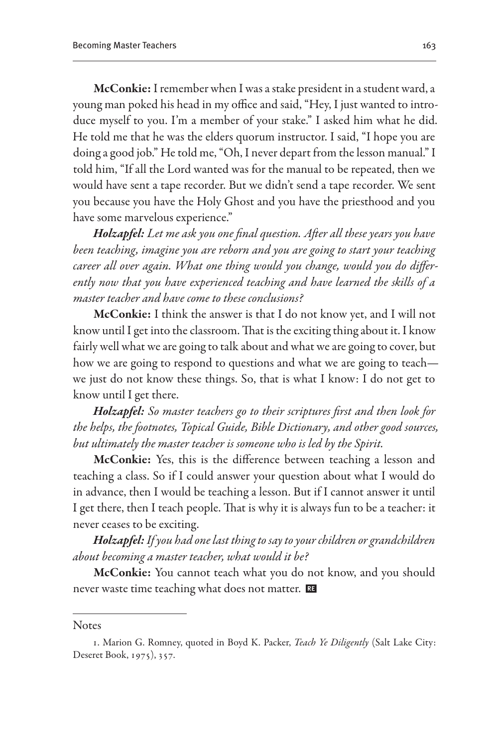**McConkie:** I remember when I was a stake president in a student ward, a young man poked his head in my office and said, "Hey, I just wanted to introduce myself to you. I'm a member of your stake." I asked him what he did. He told me that he was the elders quorum instructor. I said, "I hope you are doing a good job." He told me, "Oh, I never depart from the lesson manual." I told him, "If all the Lord wanted was for the manual to be repeated, then we would have sent a tape recorder. But we didn't send a tape recorder. We sent you because you have the Holy Ghost and you have the priesthood and you have some marvelous experience."

***Holzapfel:*** *Let me ask you one final question. After all these years you have been teaching, imagine you are reborn and you are going to start your teaching career all over again. What one thing would you change, would you do differently now that you have experienced teaching and have learned the skills of a master teacher and have come to these conclusions?*

**McConkie:** I think the answer is that I do not know yet, and I will not know until I get into the classroom. That is the exciting thing about it. I know fairly well what we are going to talk about and what we are going to cover, but how we are going to respond to questions and what we are going to teach—we just do not know these things. So, that is what I know: I do not get to know until I get there.

***Holzapfel:*** *So master teachers go to their scriptures first and then look for the helps, the footnotes, Topical Guide, Bible Dictionary, and other good sources, but ultimately the master teacher is someone who is led by the Spirit.*

**McConkie:** Yes, this is the difference between teaching a lesson and teaching a class. So if I could answer your question about what I would do in advance, then I would be teaching a lesson. But if I cannot answer it until I get there, then I teach people. That is why it is always fun to be a teacher: it never ceases to be exciting.

***Holzapfel:*** *If you had one last thing to say to your children or grandchildren about becoming a master teacher, what would it be?*

**McConkie:** You cannot teach what you do not know, and you should never waste time teaching what does not matter. RE

Notes

1. Marion G. Romney, quoted in Boyd K. Packer, *Teach Ye Diligently* (Salt Lake City: Deseret Book, 1975), 357.